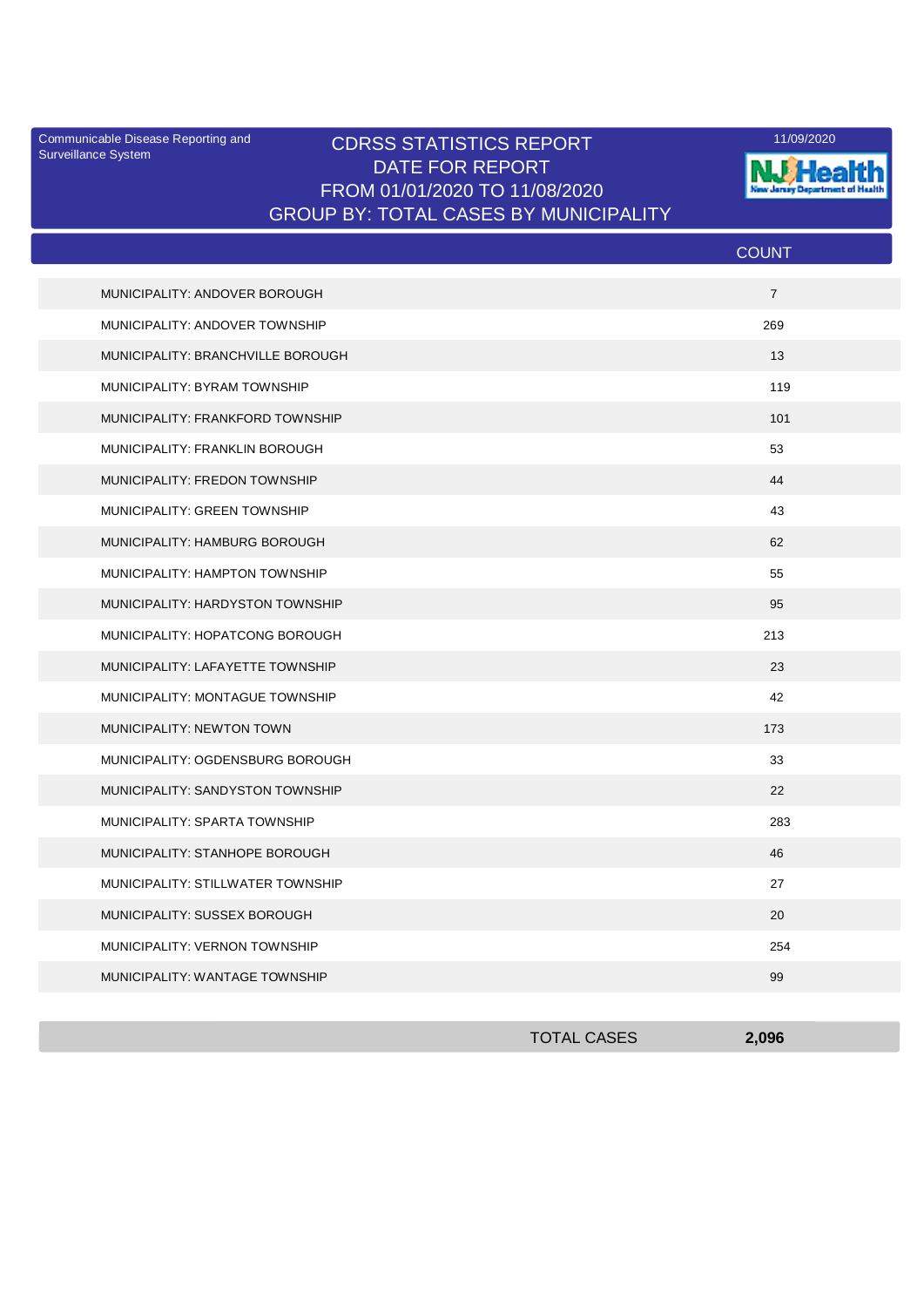Communicable Disease Reporting and Surveillance System

# CDRSS STATISTICS REPORT
## DATE FOR REPORT
## FROM 01/01/2020 TO 11/08/2020
## GROUP BY: TOTAL CASES BY MUNICIPALITY

11/09/2020

NJ Health
New Jersey Department of Health

| | COUNT |
|---|---|
| MUNICIPALITY: ANDOVER BOROUGH | 7 |
| MUNICIPALITY: ANDOVER TOWNSHIP | 269 |
| MUNICIPALITY: BRANCHVILLE BOROUGH | 13 |
| MUNICIPALITY: BYRAM TOWNSHIP | 119 |
| MUNICIPALITY: FRANKFORD TOWNSHIP | 101 |
| MUNICIPALITY: FRANKLIN BOROUGH | 53 |
| MUNICIPALITY: FREDON TOWNSHIP | 44 |
| MUNICIPALITY: GREEN TOWNSHIP | 43 |
| MUNICIPALITY: HAMBURG BOROUGH | 62 |
| MUNICIPALITY: HAMPTON TOWNSHIP | 55 |
| MUNICIPALITY: HARDYSTON TOWNSHIP | 95 |
| MUNICIPALITY: HOPATCONG BOROUGH | 213 |
| MUNICIPALITY: LAFAYETTE TOWNSHIP | 23 |
| MUNICIPALITY: MONTAGUE TOWNSHIP | 42 |
| MUNICIPALITY: NEWTON TOWN | 173 |
| MUNICIPALITY: OGDENSBURG BOROUGH | 33 |
| MUNICIPALITY: SANDYSTON TOWNSHIP | 22 |
| MUNICIPALITY: SPARTA TOWNSHIP | 283 |
| MUNICIPALITY: STANHOPE BOROUGH | 46 |
| MUNICIPALITY: STILLWATER TOWNSHIP | 27 |
| MUNICIPALITY: SUSSEX BOROUGH | 20 |
| MUNICIPALITY: VERNON TOWNSHIP | 254 |
| MUNICIPALITY: WANTAGE TOWNSHIP | 99 |
| TOTAL CASES | **2,096** |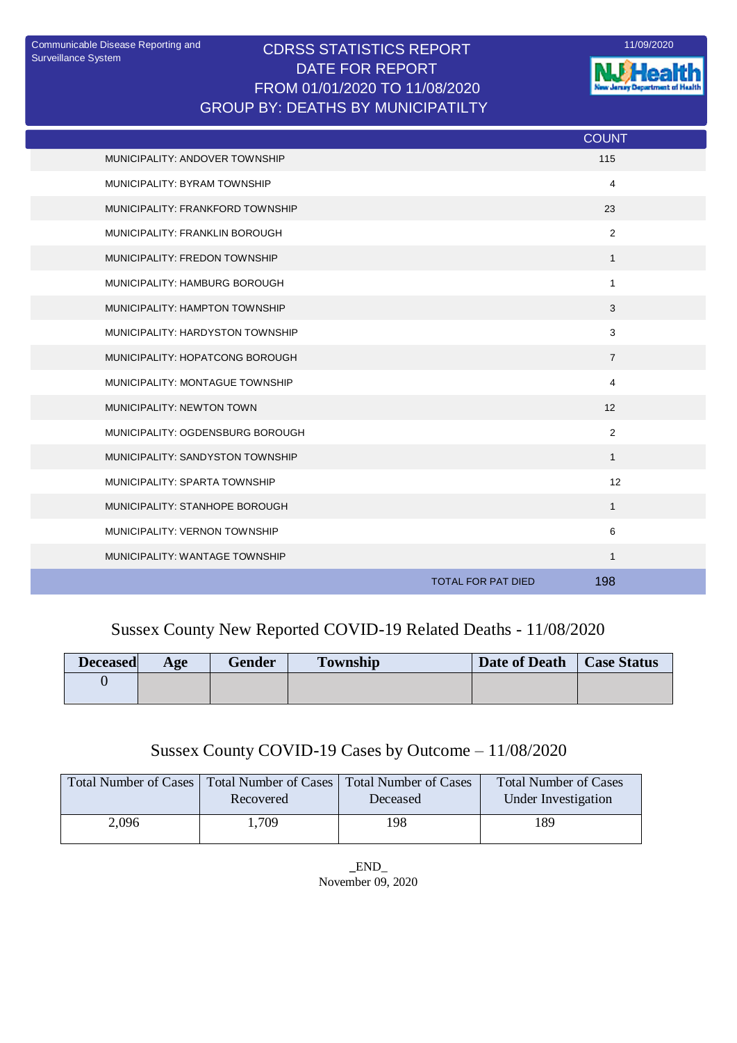Communicable Disease Reporting and Surveillance System

# CDRSS STATISTICS REPORT
## DATE FOR REPORT
## FROM 01/01/2020 TO 11/08/2020
## GROUP BY: DEATHS BY MUNICIPATILTY

11/09/2020

| | COUNT |
|---|---|
| MUNICIPALITY: ANDOVER TOWNSHIP | 115 |
| MUNICIPALITY: BYRAM TOWNSHIP | 4 |
| MUNICIPALITY: FRANKFORD TOWNSHIP | 23 |
| MUNICIPALITY: FRANKLIN BOROUGH | 2 |
| MUNICIPALITY: FREDON TOWNSHIP | 1 |
| MUNICIPALITY: HAMBURG BOROUGH | 1 |
| MUNICIPALITY: HAMPTON TOWNSHIP | 3 |
| MUNICIPALITY: HARDYSTON TOWNSHIP | 3 |
| MUNICIPALITY: HOPATCONG BOROUGH | 7 |
| MUNICIPALITY: MONTAGUE TOWNSHIP | 4 |
| MUNICIPALITY: NEWTON TOWN | 12 |
| MUNICIPALITY: OGDENSBURG BOROUGH | 2 |
| MUNICIPALITY: SANDYSTON TOWNSHIP | 1 |
| MUNICIPALITY: SPARTA TOWNSHIP | 12 |
| MUNICIPALITY: STANHOPE BOROUGH | 1 |
| MUNICIPALITY: VERNON TOWNSHIP | 6 |
| MUNICIPALITY: WANTAGE TOWNSHIP | 1 |
| TOTAL FOR PAT DIED | 198 |

## Sussex County New Reported COVID-19 Related Deaths - 11/08/2020

| Deceased | Age | Gender | Township | Date of Death | Case Status |
|---|---|---|---|---|---|
| 0 | | | | | |

## Sussex County COVID-19 Cases by Outcome – 11/08/2020

| Total Number of Cases | Total Number of Cases Recovered | Total Number of Cases Deceased | Total Number of Cases Under Investigation |
|---|---|---|---|
| 2,096 | 1,709 | 198 | 189 |

_END_
November 09, 2020